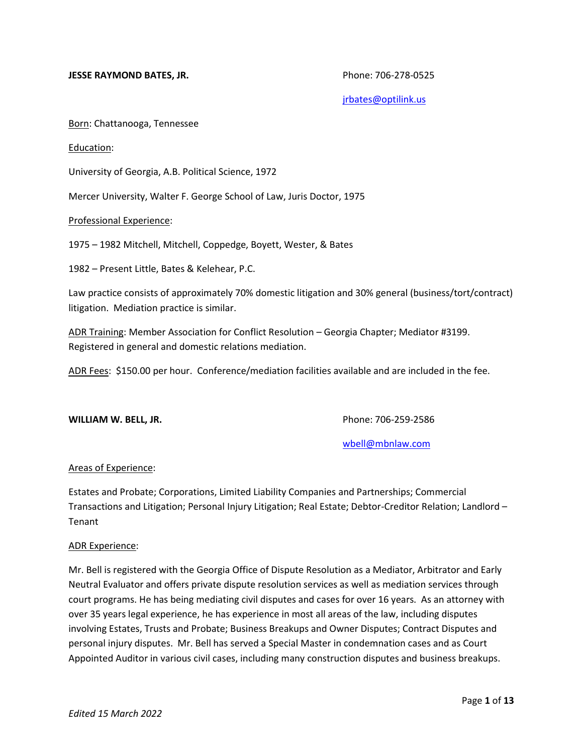**JESSE RAYMOND BATES, JR.** Phone: 706-278-0525

jrbates@optilink.us

Born: Chattanooga, Tennessee

Education:

University of Georgia, A.B. Political Science, 1972

Mercer University, Walter F. George School of Law, Juris Doctor, 1975

Professional Experience:

1975 – 1982 Mitchell, Mitchell, Coppedge, Boyett, Wester, & Bates

1982 – Present Little, Bates & Kelehear, P.C.

Law practice consists of approximately 70% domestic litigation and 30% general (business/tort/contract) litigation. Mediation practice is similar.

ADR Training: Member Association for Conflict Resolution – Georgia Chapter; Mediator #3199. Registered in general and domestic relations mediation.

ADR Fees: $150.00 per hour. Conference/mediation facilities available and are included in the fee.

**WILLIAM W. BELL, JR.** Phone: 706-259-2586

wbell@mbnlaw.com

Areas of Experience:

Estates and Probate; Corporations, Limited Liability Companies and Partnerships; Commercial Transactions and Litigation; Personal Injury Litigation; Real Estate; Debtor-Creditor Relation; Landlord – Tenant

ADR Experience:

Mr. Bell is registered with the Georgia Office of Dispute Resolution as a Mediator, Arbitrator and Early Neutral Evaluator and offers private dispute resolution services as well as mediation services through court programs. He has being mediating civil disputes and cases for over 16 years. As an attorney with over 35 years legal experience, he has experience in most all areas of the law, including disputes involving Estates, Trusts and Probate; Business Breakups and Owner Disputes; Contract Disputes and personal injury disputes. Mr. Bell has served a Special Master in condemnation cases and as Court Appointed Auditor in various civil cases, including many construction disputes and business breakups.

*Edited 15 March 2022*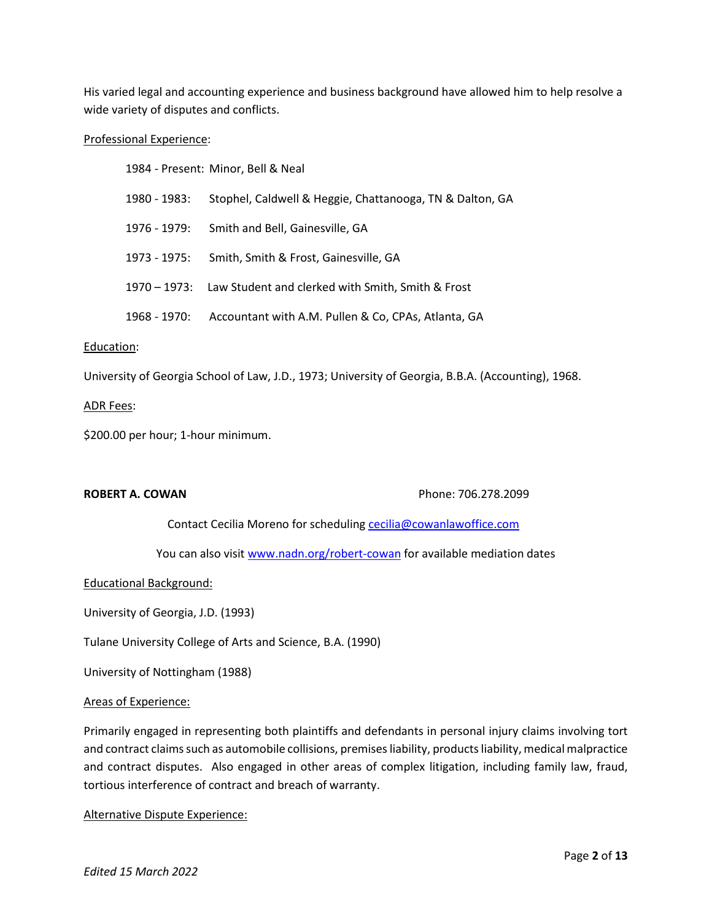His varied legal and accounting experience and business background have allowed him to help resolve a wide variety of disputes and conflicts.

Professional Experience:

1984 - Present: Minor, Bell & Neal

1980 - 1983: Stophel, Caldwell & Heggie, Chattanooga, TN & Dalton, GA

1976 - 1979: Smith and Bell, Gainesville, GA

1973 - 1975: Smith, Smith & Frost, Gainesville, GA

1970 – 1973: Law Student and clerked with Smith, Smith & Frost

1968 - 1970: Accountant with A.M. Pullen & Co, CPAs, Atlanta, GA

Education:

University of Georgia School of Law, J.D., 1973; University of Georgia, B.B.A. (Accounting), 1968.

ADR Fees:

$200.00 per hour; 1-hour minimum.

**ROBERT A. COWAN** Phone: 706.278.2099

Contact Cecilia Moreno for scheduling [cecilia@cowanlawoffice.com](mailto:cecilia@cowanlawoffice.com)

You can also visit [www.nadn.org/robert-cowan](http://www.nadn.org/robert-cowan) for available mediation dates

Educational Background:

University of Georgia, J.D. (1993)

Tulane University College of Arts and Science, B.A. (1990)

University of Nottingham (1988)

Areas of Experience:

Primarily engaged in representing both plaintiffs and defendants in personal injury claims involving tort and contract claims such as automobile collisions, premises liability, products liability, medical malpractice and contract disputes. Also engaged in other areas of complex litigation, including family law, fraud, tortious interference of contract and breach of warranty.

Alternative Dispute Experience:

*Edited 15 March 2022*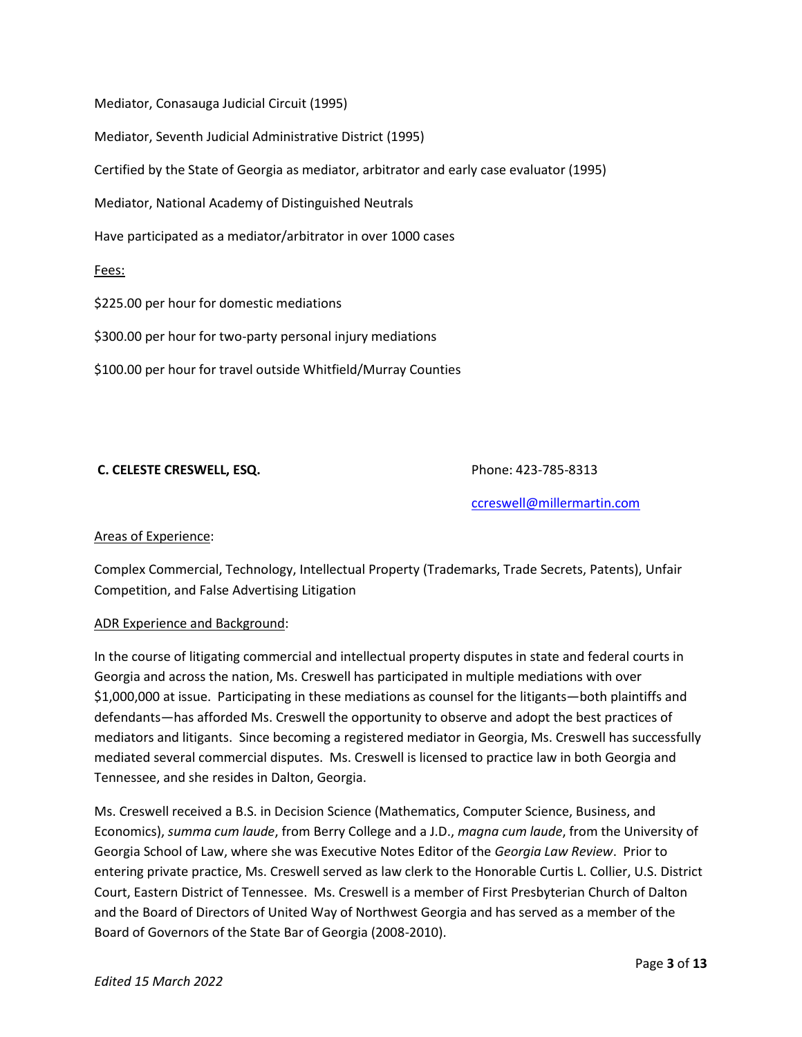Mediator, Conasauga Judicial Circuit (1995)

Mediator, Seventh Judicial Administrative District (1995)

Certified by the State of Georgia as mediator, arbitrator and early case evaluator (1995)

Mediator, National Academy of Distinguished Neutrals

Have participated as a mediator/arbitrator in over 1000 cases

Fees:

$225.00 per hour for domestic mediations

$300.00 per hour for two-party personal injury mediations

$100.00 per hour for travel outside Whitfield/Murray Counties

**C. CELESTE CRESWELL, ESQ.** Phone: 423-785-8313

ccreswell@millermartin.com

Areas of Experience:

Complex Commercial, Technology, Intellectual Property (Trademarks, Trade Secrets, Patents), Unfair Competition, and False Advertising Litigation

ADR Experience and Background:

In the course of litigating commercial and intellectual property disputes in state and federal courts in Georgia and across the nation, Ms. Creswell has participated in multiple mediations with over $1,000,000 at issue. Participating in these mediations as counsel for the litigants—both plaintiffs and defendants—has afforded Ms. Creswell the opportunity to observe and adopt the best practices of mediators and litigants. Since becoming a registered mediator in Georgia, Ms. Creswell has successfully mediated several commercial disputes. Ms. Creswell is licensed to practice law in both Georgia and Tennessee, and she resides in Dalton, Georgia.

Ms. Creswell received a B.S. in Decision Science (Mathematics, Computer Science, Business, and Economics), *summa cum laude*, from Berry College and a J.D., *magna cum laude*, from the University of Georgia School of Law, where she was Executive Notes Editor of the *Georgia Law Review*. Prior to entering private practice, Ms. Creswell served as law clerk to the Honorable Curtis L. Collier, U.S. District Court, Eastern District of Tennessee. Ms. Creswell is a member of First Presbyterian Church of Dalton and the Board of Directors of United Way of Northwest Georgia and has served as a member of the Board of Governors of the State Bar of Georgia (2008-2010).

*Edited 15 March 2022*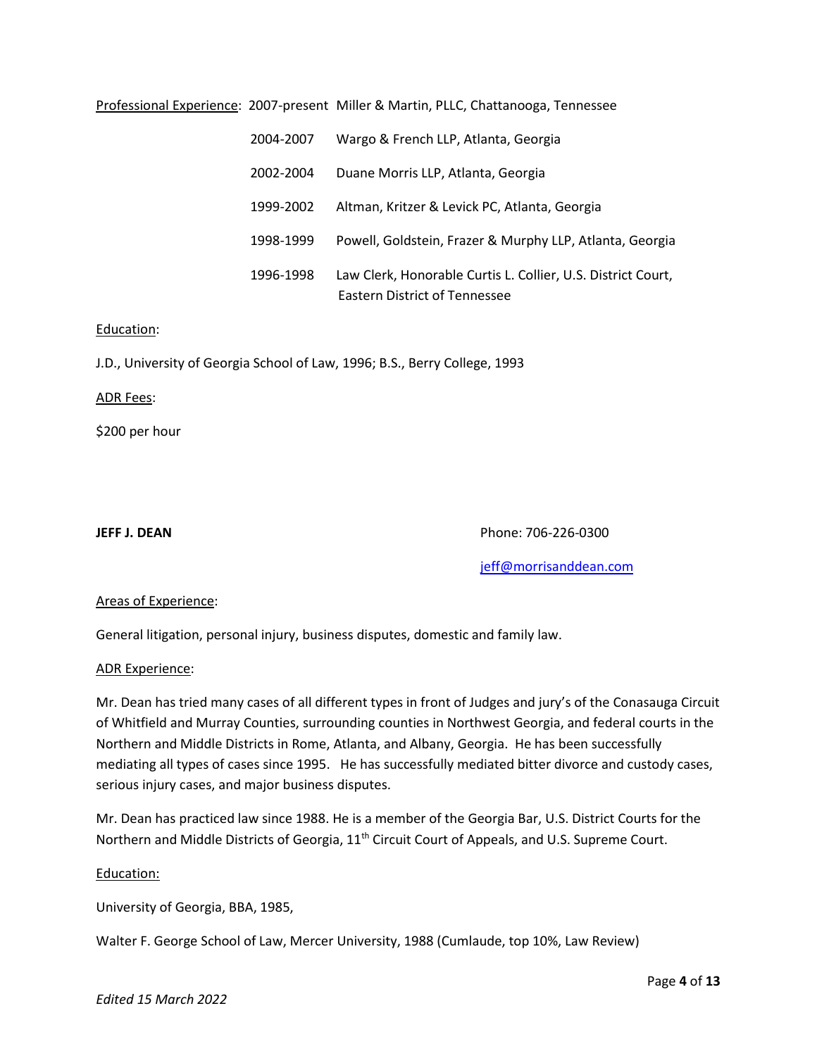Professional Experience:

| | |
|---|---|
| 2007-present | Miller & Martin, PLLC, Chattanooga, Tennessee |
| 2004-2007 | Wargo & French LLP, Atlanta, Georgia |
| 2002-2004 | Duane Morris LLP, Atlanta, Georgia |
| 1999-2002 | Altman, Kritzer & Levick PC, Atlanta, Georgia |
| 1998-1999 | Powell, Goldstein, Frazer & Murphy LLP, Atlanta, Georgia |
| 1996-1998 | Law Clerk, Honorable Curtis L. Collier, U.S. District Court, Eastern District of Tennessee |

Education:

J.D., University of Georgia School of Law, 1996; B.S., Berry College, 1993

ADR Fees:

$200 per hour

**JEFF J. DEAN**

Phone: 706-226-0300

jeff@morrisanddean.com

Areas of Experience:

General litigation, personal injury, business disputes, domestic and family law.

ADR Experience:

Mr. Dean has tried many cases of all different types in front of Judges and jury's of the Conasauga Circuit of Whitfield and Murray Counties, surrounding counties in Northwest Georgia, and federal courts in the Northern and Middle Districts in Rome, Atlanta, and Albany, Georgia. He has been successfully mediating all types of cases since 1995. He has successfully mediated bitter divorce and custody cases, serious injury cases, and major business disputes.

Mr. Dean has practiced law since 1988. He is a member of the Georgia Bar, U.S. District Courts for the Northern and Middle Districts of Georgia, 11th Circuit Court of Appeals, and U.S. Supreme Court.

Education:

University of Georgia, BBA, 1985,

Walter F. George School of Law, Mercer University, 1988 (Cumlaude, top 10%, Law Review)

*Edited 15 March 2022*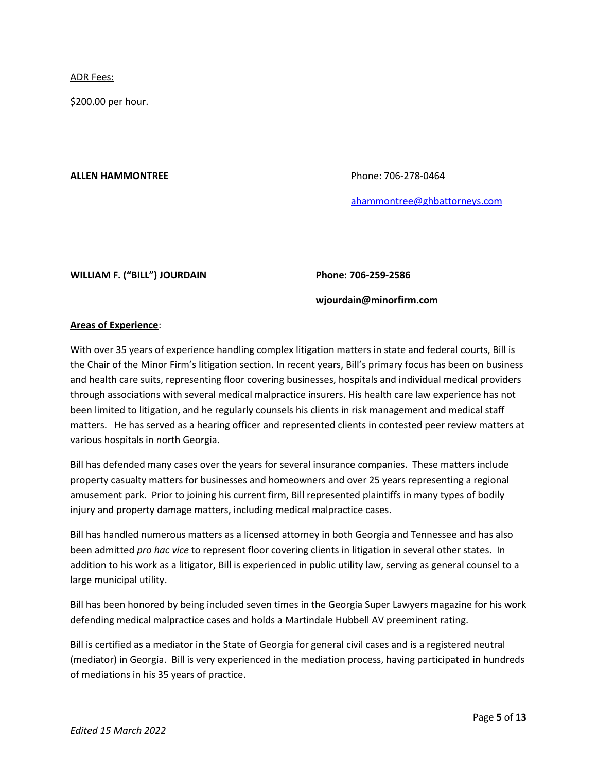<u>ADR Fees:</u>

$200.00 per hour.

**ALLEN HAMMONTREE**

Phone: 706-278-0464

ahammontree@ghbattorneys.com

**WILLIAM F. ("BILL") JOURDAIN**

**Phone: 706-259-2586**

**wjourdain@minorfirm.com**

**<u>Areas of Experience</u>**:

With over 35 years of experience handling complex litigation matters in state and federal courts, Bill is the Chair of the Minor Firm's litigation section. In recent years, Bill's primary focus has been on business and health care suits, representing floor covering businesses, hospitals and individual medical providers through associations with several medical malpractice insurers. His health care law experience has not been limited to litigation, and he regularly counsels his clients in risk management and medical staff matters. He has served as a hearing officer and represented clients in contested peer review matters at various hospitals in north Georgia.

Bill has defended many cases over the years for several insurance companies. These matters include property casualty matters for businesses and homeowners and over 25 years representing a regional amusement park. Prior to joining his current firm, Bill represented plaintiffs in many types of bodily injury and property damage matters, including medical malpractice cases.

Bill has handled numerous matters as a licensed attorney in both Georgia and Tennessee and has also been admitted *pro hac vice* to represent floor covering clients in litigation in several other states. In addition to his work as a litigator, Bill is experienced in public utility law, serving as general counsel to a large municipal utility.

Bill has been honored by being included seven times in the Georgia Super Lawyers magazine for his work defending medical malpractice cases and holds a Martindale Hubbell AV preeminent rating.

Bill is certified as a mediator in the State of Georgia for general civil cases and is a registered neutral (mediator) in Georgia. Bill is very experienced in the mediation process, having participated in hundreds of mediations in his 35 years of practice.

*Edited 15 March 2022*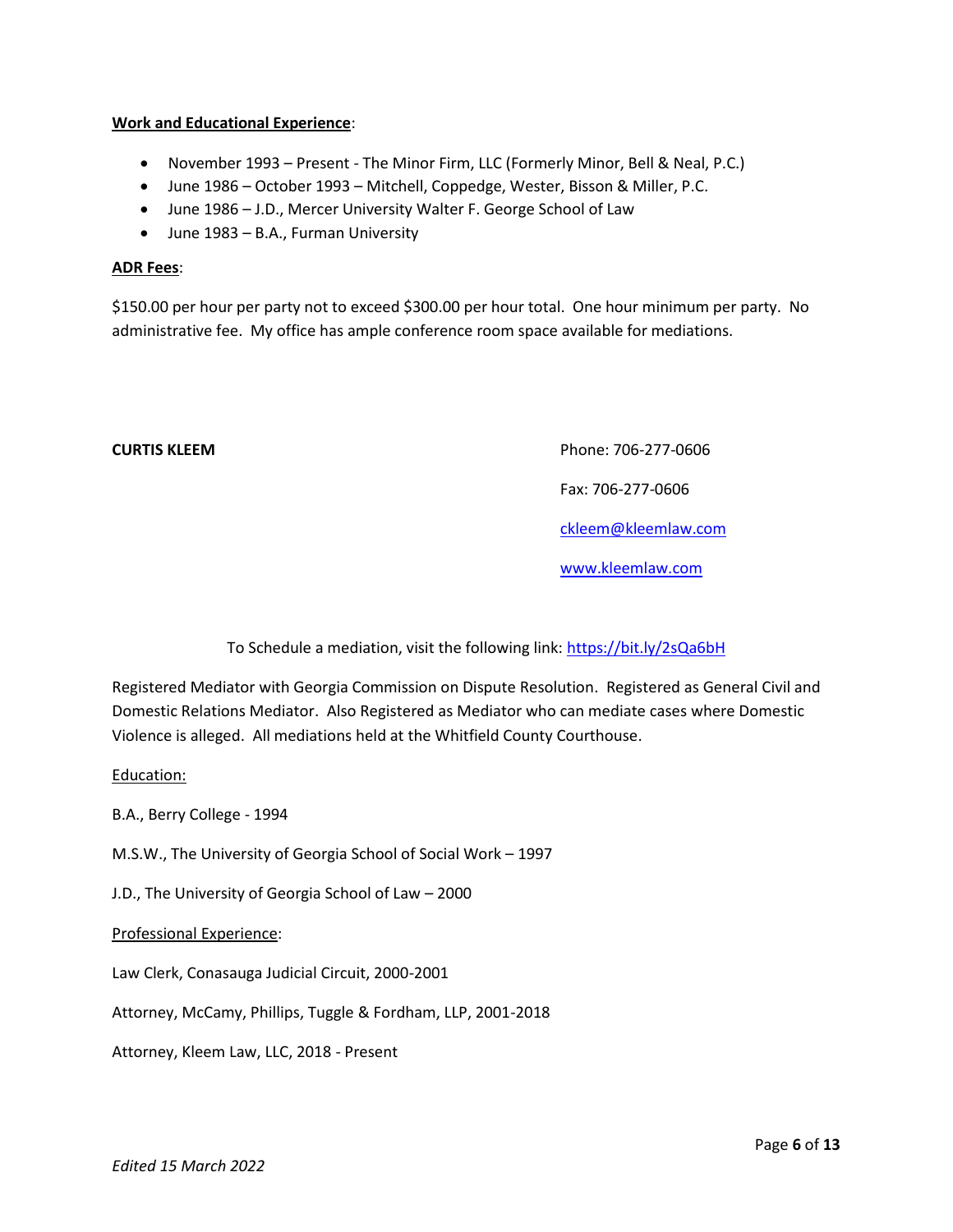**Work and Educational Experience**:

- November 1993 – Present - The Minor Firm, LLC (Formerly Minor, Bell & Neal, P.C.)
- June 1986 – October 1993 – Mitchell, Coppedge, Wester, Bisson & Miller, P.C.
- June 1986 – J.D., Mercer University Walter F. George School of Law
- June 1983 – B.A., Furman University

**ADR Fees**:

$150.00 per hour per party not to exceed $300.00 per hour total. One hour minimum per party. No administrative fee. My office has ample conference room space available for mediations.

**CURTIS KLEEM**

Phone: 706-277-0606

Fax: 706-277-0606

[ckleem@kleemlaw.com](mailto:ckleem@kleemlaw.com)

[www.kleemlaw.com](http://www.kleemlaw.com)

To Schedule a mediation, visit the following link: [https://bit.ly/2sQa6bH](https://bit.ly/2sQa6bH)

Registered Mediator with Georgia Commission on Dispute Resolution. Registered as General Civil and Domestic Relations Mediator. Also Registered as Mediator who can mediate cases where Domestic Violence is alleged. All mediations held at the Whitfield County Courthouse.

Education:

B.A., Berry College - 1994

M.S.W., The University of Georgia School of Social Work – 1997

J.D., The University of Georgia School of Law – 2000

Professional Experience:

Law Clerk, Conasauga Judicial Circuit, 2000-2001

Attorney, McCamy, Phillips, Tuggle & Fordham, LLP, 2001-2018

Attorney, Kleem Law, LLC, 2018 - Present

*Edited 15 March 2022*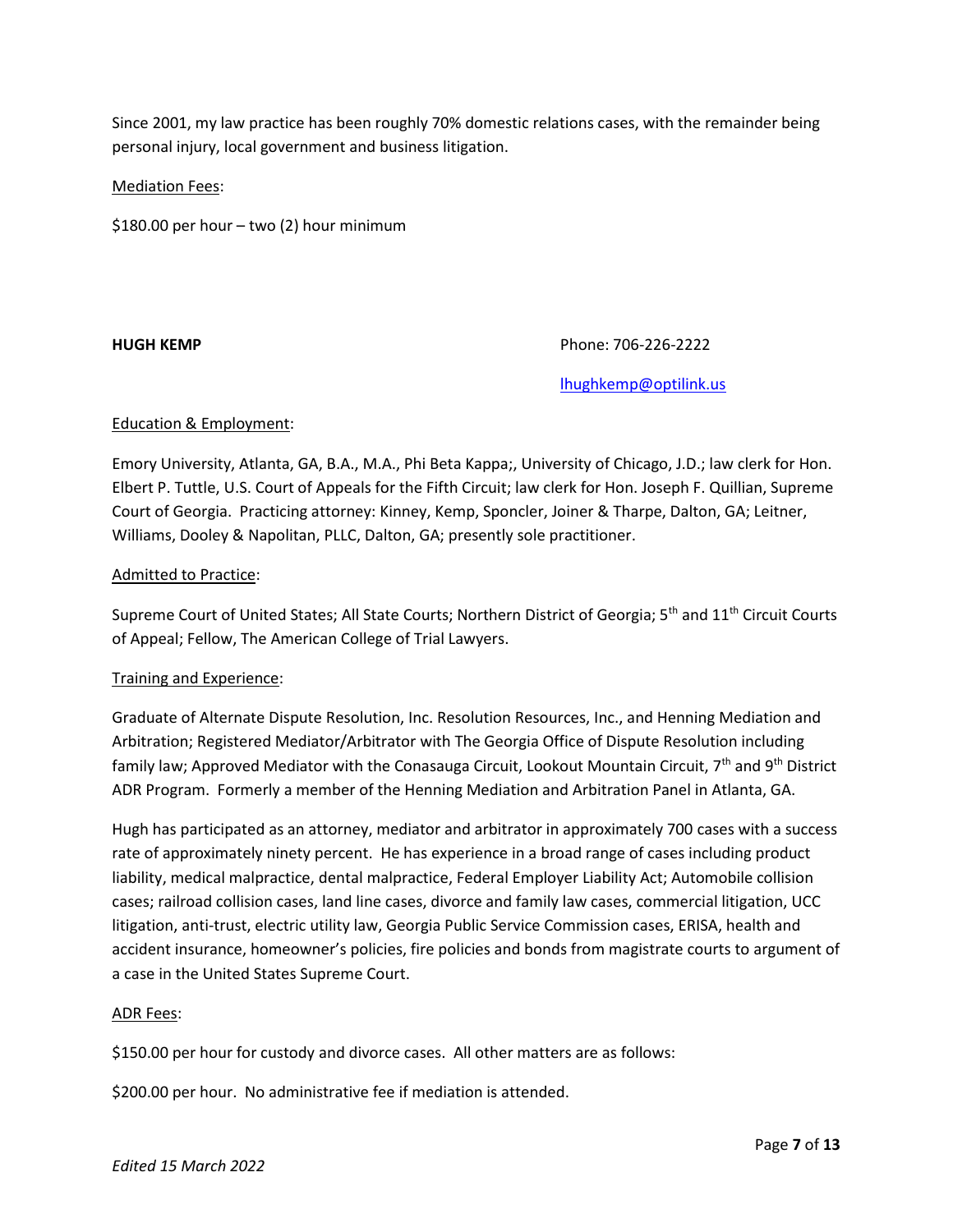Since 2001, my law practice has been roughly 70% domestic relations cases, with the remainder being personal injury, local government and business litigation.

Mediation Fees:

$180.00 per hour – two (2) hour minimum

**HUGH KEMP** Phone: 706-226-2222

lhughkemp@optilink.us

Education & Employment:

Emory University, Atlanta, GA, B.A., M.A., Phi Beta Kappa;, University of Chicago, J.D.; law clerk for Hon. Elbert P. Tuttle, U.S. Court of Appeals for the Fifth Circuit; law clerk for Hon. Joseph F. Quillian, Supreme Court of Georgia. Practicing attorney: Kinney, Kemp, Sponcler, Joiner & Tharpe, Dalton, GA; Leitner, Williams, Dooley & Napolitan, PLLC, Dalton, GA; presently sole practitioner.

Admitted to Practice:

Supreme Court of United States; All State Courts; Northern District of Georgia; 5th and 11th Circuit Courts of Appeal; Fellow, The American College of Trial Lawyers.

Training and Experience:

Graduate of Alternate Dispute Resolution, Inc. Resolution Resources, Inc., and Henning Mediation and Arbitration; Registered Mediator/Arbitrator with The Georgia Office of Dispute Resolution including family law; Approved Mediator with the Conasauga Circuit, Lookout Mountain Circuit, 7th and 9th District ADR Program. Formerly a member of the Henning Mediation and Arbitration Panel in Atlanta, GA.

Hugh has participated as an attorney, mediator and arbitrator in approximately 700 cases with a success rate of approximately ninety percent. He has experience in a broad range of cases including product liability, medical malpractice, dental malpractice, Federal Employer Liability Act; Automobile collision cases; railroad collision cases, land line cases, divorce and family law cases, commercial litigation, UCC litigation, anti-trust, electric utility law, Georgia Public Service Commission cases, ERISA, health and accident insurance, homeowner's policies, fire policies and bonds from magistrate courts to argument of a case in the United States Supreme Court.

ADR Fees:

$150.00 per hour for custody and divorce cases. All other matters are as follows:

$200.00 per hour. No administrative fee if mediation is attended.

*Edited 15 March 2022*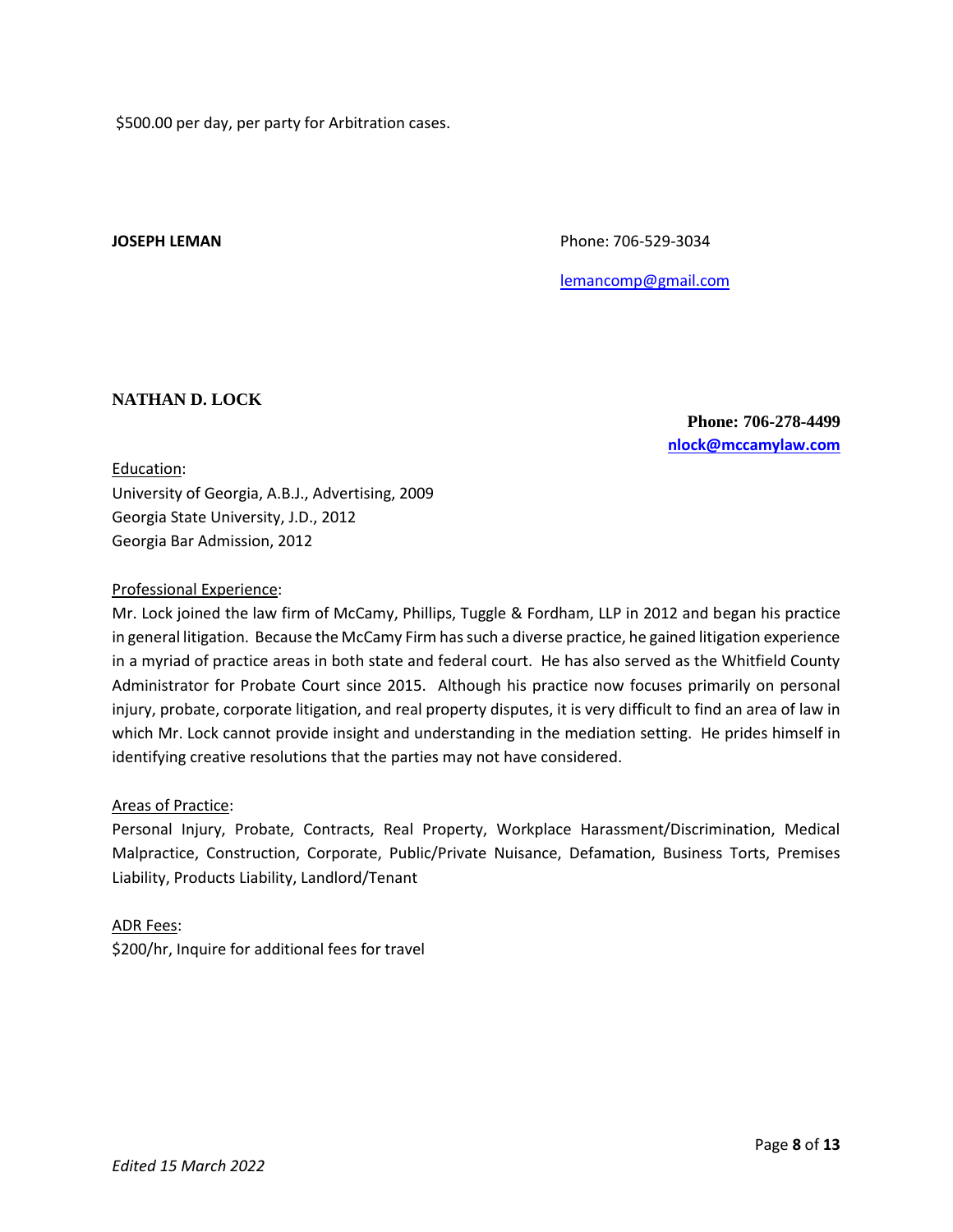$500.00 per day, per party for Arbitration cases.

**JOSEPH LEMAN**

Phone: 706-529-3034

lemancomp@gmail.com

**NATHAN D. LOCK**

**Phone: 706-278-4499**
**nlock@mccamylaw.com**

Education:
University of Georgia, A.B.J., Advertising, 2009
Georgia State University, J.D., 2012
Georgia Bar Admission, 2012

Professional Experience:
Mr. Lock joined the law firm of McCamy, Phillips, Tuggle & Fordham, LLP in 2012 and began his practice in general litigation. Because the McCamy Firm has such a diverse practice, he gained litigation experience in a myriad of practice areas in both state and federal court. He has also served as the Whitfield County Administrator for Probate Court since 2015. Although his practice now focuses primarily on personal injury, probate, corporate litigation, and real property disputes, it is very difficult to find an area of law in which Mr. Lock cannot provide insight and understanding in the mediation setting. He prides himself in identifying creative resolutions that the parties may not have considered.

Areas of Practice:
Personal Injury, Probate, Contracts, Real Property, Workplace Harassment/Discrimination, Medical Malpractice, Construction, Corporate, Public/Private Nuisance, Defamation, Business Torts, Premises Liability, Products Liability, Landlord/Tenant

ADR Fees:
$200/hr, Inquire for additional fees for travel

*Edited 15 March 2022*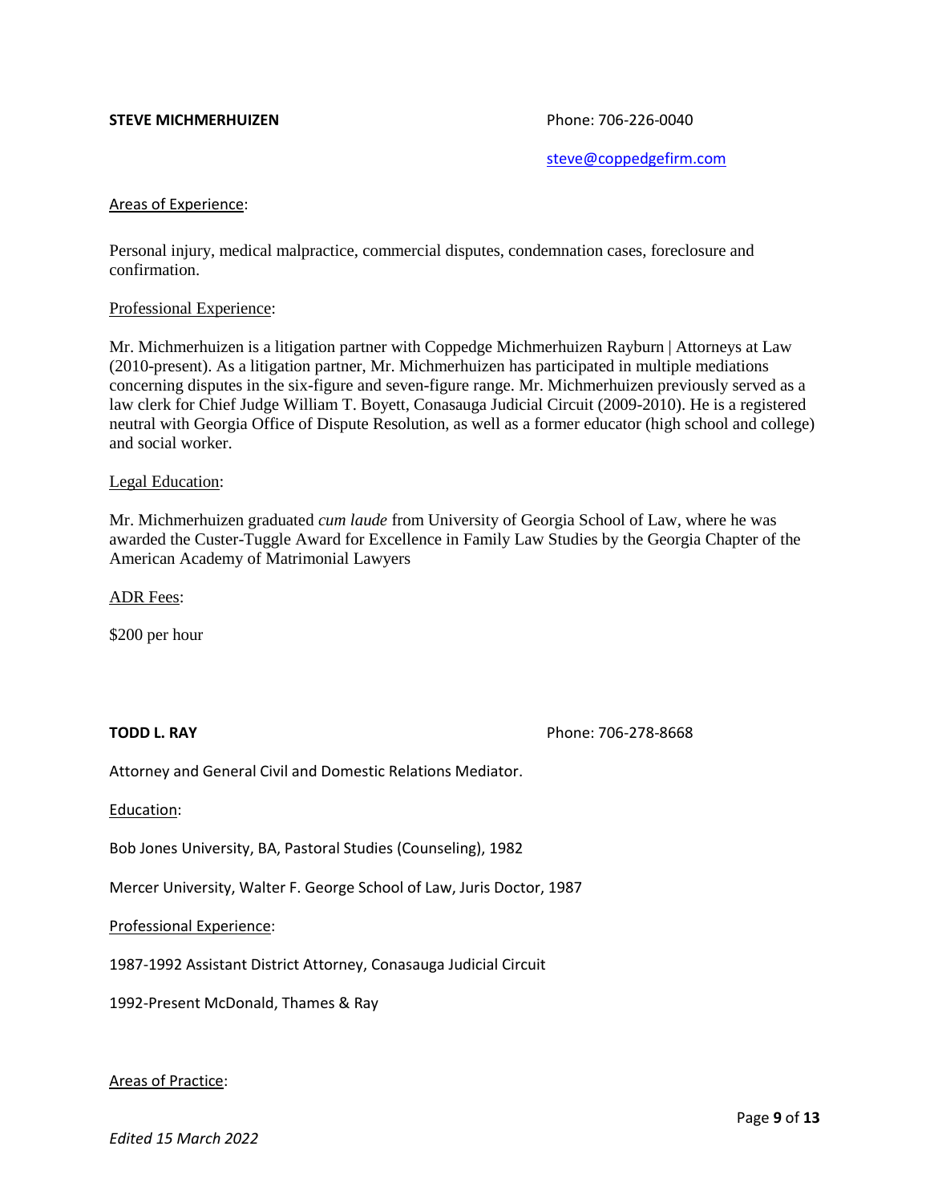**STEVE MICHMERHUIZEN**

Phone: 706-226-0040

steve@coppedgefirm.com

Areas of Experience:

Personal injury, medical malpractice, commercial disputes, condemnation cases, foreclosure and confirmation.

Professional Experience:

Mr. Michmerhuizen is a litigation partner with Coppedge Michmerhuizen Rayburn | Attorneys at Law (2010-present). As a litigation partner, Mr. Michmerhuizen has participated in multiple mediations concerning disputes in the six-figure and seven-figure range. Mr. Michmerhuizen previously served as a law clerk for Chief Judge William T. Boyett, Conasauga Judicial Circuit (2009-2010). He is a registered neutral with Georgia Office of Dispute Resolution, as well as a former educator (high school and college) and social worker.

Legal Education:

Mr. Michmerhuizen graduated *cum laude* from University of Georgia School of Law, where he was awarded the Custer-Tuggle Award for Excellence in Family Law Studies by the Georgia Chapter of the American Academy of Matrimonial Lawyers

ADR Fees:

$200 per hour

**TODD L. RAY**

Phone: 706-278-8668

Attorney and General Civil and Domestic Relations Mediator.

Education:

Bob Jones University, BA, Pastoral Studies (Counseling), 1982

Mercer University, Walter F. George School of Law, Juris Doctor, 1987

Professional Experience:

1987-1992 Assistant District Attorney, Conasauga Judicial Circuit

1992-Present McDonald, Thames & Ray

Areas of Practice: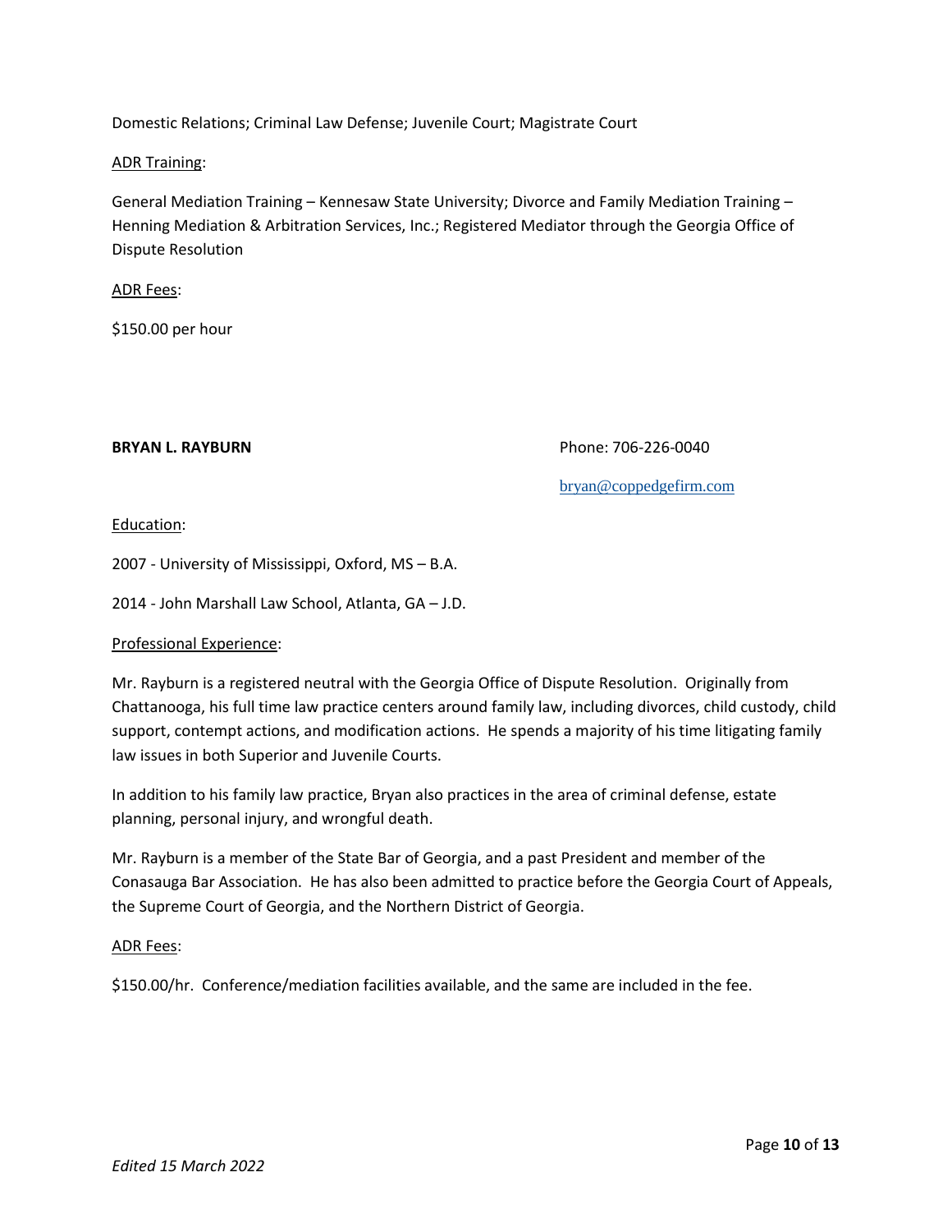Domestic Relations; Criminal Law Defense; Juvenile Court; Magistrate Court

ADR Training:

General Mediation Training – Kennesaw State University; Divorce and Family Mediation Training – Henning Mediation & Arbitration Services, Inc.; Registered Mediator through the Georgia Office of Dispute Resolution

ADR Fees:

$150.00 per hour

**BRYAN L. RAYBURN**

Phone: 706-226-0040

bryan@coppedgefirm.com

Education:

2007 - University of Mississippi, Oxford, MS – B.A.

2014 - John Marshall Law School, Atlanta, GA – J.D.

Professional Experience:

Mr. Rayburn is a registered neutral with the Georgia Office of Dispute Resolution. Originally from Chattanooga, his full time law practice centers around family law, including divorces, child custody, child support, contempt actions, and modification actions. He spends a majority of his time litigating family law issues in both Superior and Juvenile Courts.

In addition to his family law practice, Bryan also practices in the area of criminal defense, estate planning, personal injury, and wrongful death.

Mr. Rayburn is a member of the State Bar of Georgia, and a past President and member of the Conasauga Bar Association. He has also been admitted to practice before the Georgia Court of Appeals, the Supreme Court of Georgia, and the Northern District of Georgia.

ADR Fees:

$150.00/hr. Conference/mediation facilities available, and the same are included in the fee.

*Edited 15 March 2022*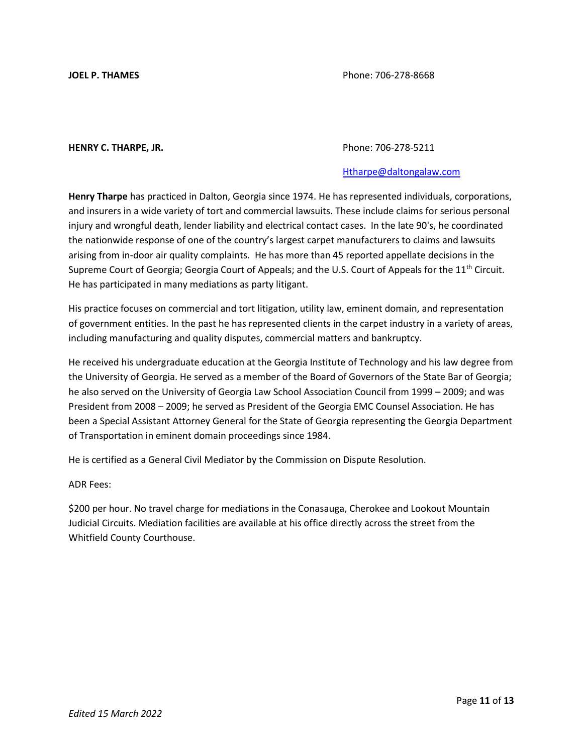**JOEL P. THAMES** Phone: 706-278-8668

**HENRY C. THARPE, JR.** Phone: 706-278-5211

Htharpe@daltongalaw.com

**Henry Tharpe** has practiced in Dalton, Georgia since 1974. He has represented individuals, corporations, and insurers in a wide variety of tort and commercial lawsuits. These include claims for serious personal injury and wrongful death, lender liability and electrical contact cases. In the late 90's, he coordinated the nationwide response of one of the country's largest carpet manufacturers to claims and lawsuits arising from in-door air quality complaints. He has more than 45 reported appellate decisions in the Supreme Court of Georgia; Georgia Court of Appeals; and the U.S. Court of Appeals for the 11th Circuit. He has participated in many mediations as party litigant.

His practice focuses on commercial and tort litigation, utility law, eminent domain, and representation of government entities. In the past he has represented clients in the carpet industry in a variety of areas, including manufacturing and quality disputes, commercial matters and bankruptcy.

He received his undergraduate education at the Georgia Institute of Technology and his law degree from the University of Georgia. He served as a member of the Board of Governors of the State Bar of Georgia; he also served on the University of Georgia Law School Association Council from 1999 – 2009; and was President from 2008 – 2009; he served as President of the Georgia EMC Counsel Association. He has been a Special Assistant Attorney General for the State of Georgia representing the Georgia Department of Transportation in eminent domain proceedings since 1984.

He is certified as a General Civil Mediator by the Commission on Dispute Resolution.

ADR Fees:

$200 per hour. No travel charge for mediations in the Conasauga, Cherokee and Lookout Mountain Judicial Circuits. Mediation facilities are available at his office directly across the street from the Whitfield County Courthouse.

*Edited 15 March 2022*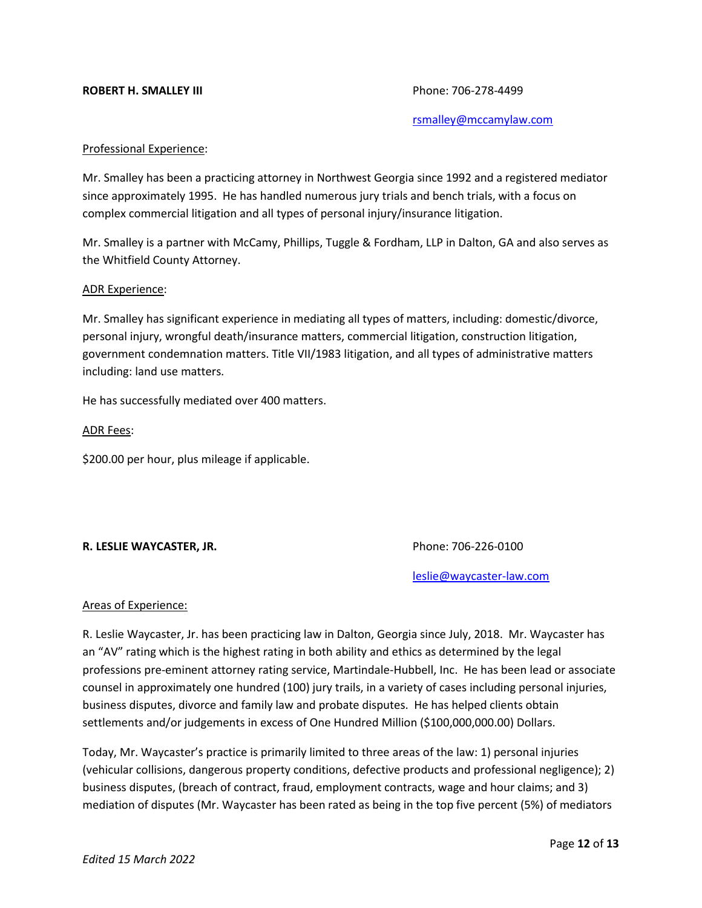**ROBERT H. SMALLEY III**

Phone: 706-278-4499

rsmalley@mccamylaw.com

Professional Experience:

Mr. Smalley has been a practicing attorney in Northwest Georgia since 1992 and a registered mediator since approximately 1995. He has handled numerous jury trials and bench trials, with a focus on complex commercial litigation and all types of personal injury/insurance litigation.

Mr. Smalley is a partner with McCamy, Phillips, Tuggle & Fordham, LLP in Dalton, GA and also serves as the Whitfield County Attorney.

ADR Experience:

Mr. Smalley has significant experience in mediating all types of matters, including: domestic/divorce, personal injury, wrongful death/insurance matters, commercial litigation, construction litigation, government condemnation matters. Title VII/1983 litigation, and all types of administrative matters including: land use matters.

He has successfully mediated over 400 matters.

ADR Fees:

$200.00 per hour, plus mileage if applicable.

**R. LESLIE WAYCASTER, JR.**

Phone: 706-226-0100

leslie@waycaster-law.com

Areas of Experience:

R. Leslie Waycaster, Jr. has been practicing law in Dalton, Georgia since July, 2018. Mr. Waycaster has an "AV" rating which is the highest rating in both ability and ethics as determined by the legal professions pre-eminent attorney rating service, Martindale-Hubbell, Inc. He has been lead or associate counsel in approximately one hundred (100) jury trails, in a variety of cases including personal injuries, business disputes, divorce and family law and probate disputes. He has helped clients obtain settlements and/or judgements in excess of One Hundred Million ($100,000,000.00) Dollars.

Today, Mr. Waycaster's practice is primarily limited to three areas of the law: 1) personal injuries (vehicular collisions, dangerous property conditions, defective products and professional negligence); 2) business disputes, (breach of contract, fraud, employment contracts, wage and hour claims; and 3) mediation of disputes (Mr. Waycaster has been rated as being in the top five percent (5%) of mediators

*Edited 15 March 2022*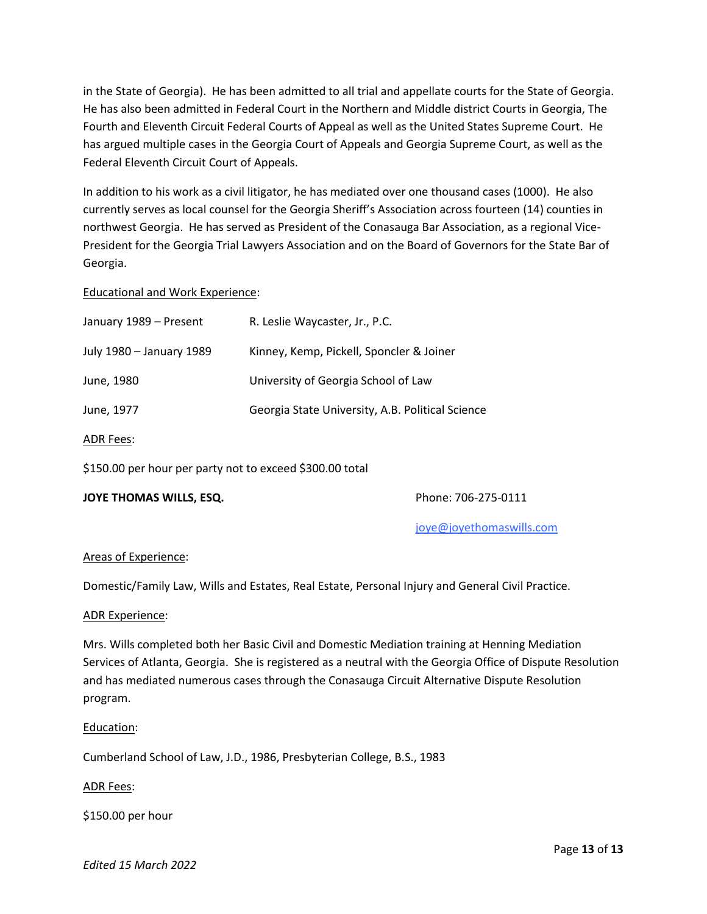in the State of Georgia). He has been admitted to all trial and appellate courts for the State of Georgia. He has also been admitted in Federal Court in the Northern and Middle district Courts in Georgia, The Fourth and Eleventh Circuit Federal Courts of Appeal as well as the United States Supreme Court. He has argued multiple cases in the Georgia Court of Appeals and Georgia Supreme Court, as well as the Federal Eleventh Circuit Court of Appeals.

In addition to his work as a civil litigator, he has mediated over one thousand cases (1000). He also currently serves as local counsel for the Georgia Sheriff's Association across fourteen (14) counties in northwest Georgia. He has served as President of the Conasauga Bar Association, as a regional Vice-President for the Georgia Trial Lawyers Association and on the Board of Governors for the State Bar of Georgia.

<u>Educational and Work Experience</u>:

| | |
|---|---|
| January 1989 – Present | R. Leslie Waycaster, Jr., P.C. |
| July 1980 – January 1989 | Kinney, Kemp, Pickell, Sponcler & Joiner |
| June, 1980 | University of Georgia School of Law |
| June, 1977 | Georgia State University, A.B. Political Science |

<u>ADR Fees</u>:

$150.00 per hour per party not to exceed $300.00 total

**JOYE THOMAS WILLS, ESQ.**

Phone: 706-275-0111

joye@joyethomaswills.com

<u>Areas of Experience</u>:

Domestic/Family Law, Wills and Estates, Real Estate, Personal Injury and General Civil Practice.

<u>ADR Experience</u>:

Mrs. Wills completed both her Basic Civil and Domestic Mediation training at Henning Mediation Services of Atlanta, Georgia. She is registered as a neutral with the Georgia Office of Dispute Resolution and has mediated numerous cases through the Conasauga Circuit Alternative Dispute Resolution program.

<u>Education</u>:

Cumberland School of Law, J.D., 1986, Presbyterian College, B.S., 1983

<u>ADR Fees</u>:

$150.00 per hour

*Edited 15 March 2022*